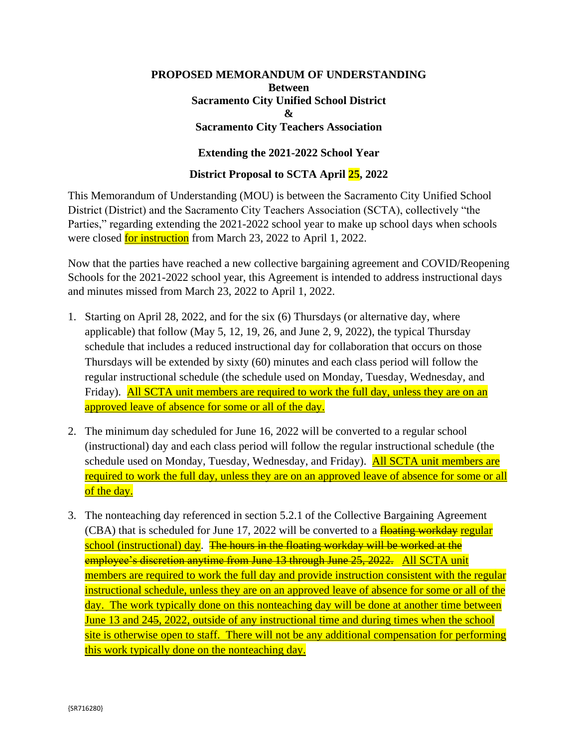**PROPOSED MEMORANDUM OF UNDERSTANDING**
**Between**
**Sacramento City Unified School District**
**&**
**Sacramento City Teachers Association**

**Extending the 2021-2022 School Year**

**District Proposal to SCTA April 25, 2022**

This Memorandum of Understanding (MOU) is between the Sacramento City Unified School District (District) and the Sacramento City Teachers Association (SCTA), collectively "the Parties," regarding extending the 2021-2022 school year to make up school days when schools were closed for instruction from March 23, 2022 to April 1, 2022.

Now that the parties have reached a new collective bargaining agreement and COVID/Reopening Schools for the 2021-2022 school year, this Agreement is intended to address instructional days and minutes missed from March 23, 2022 to April 1, 2022.

1. Starting on April 28, 2022, and for the six (6) Thursdays (or alternative day, where applicable) that follow (May 5, 12, 19, 26, and June 2, 9, 2022), the typical Thursday schedule that includes a reduced instructional day for collaboration that occurs on those Thursdays will be extended by sixty (60) minutes and each class period will follow the regular instructional schedule (the schedule used on Monday, Tuesday, Wednesday, and Friday). All SCTA unit members are required to work the full day, unless they are on an approved leave of absence for some or all of the day.

2. The minimum day scheduled for June 16, 2022 will be converted to a regular school (instructional) day and each class period will follow the regular instructional schedule (the schedule used on Monday, Tuesday, Wednesday, and Friday). All SCTA unit members are required to work the full day, unless they are on an approved leave of absence for some or all of the day.

3. The nonteaching day referenced in section 5.2.1 of the Collective Bargaining Agreement (CBA) that is scheduled for June 17, 2022 will be converted to a ~~floating workday~~ regular school (instructional) day. ~~The hours in the floating workday will be worked at the employee's discretion anytime from June 13 through June 25, 2022.~~ All SCTA unit members are required to work the full day and provide instruction consistent with the regular instructional schedule, unless they are on an approved leave of absence for some or all of the day. The work typically done on this nonteaching day will be done at another time between June 13 and 24~~5~~, 2022, outside of any instructional time and during times when the school site is otherwise open to staff. There will not be any additional compensation for performing this work typically done on the nonteaching day.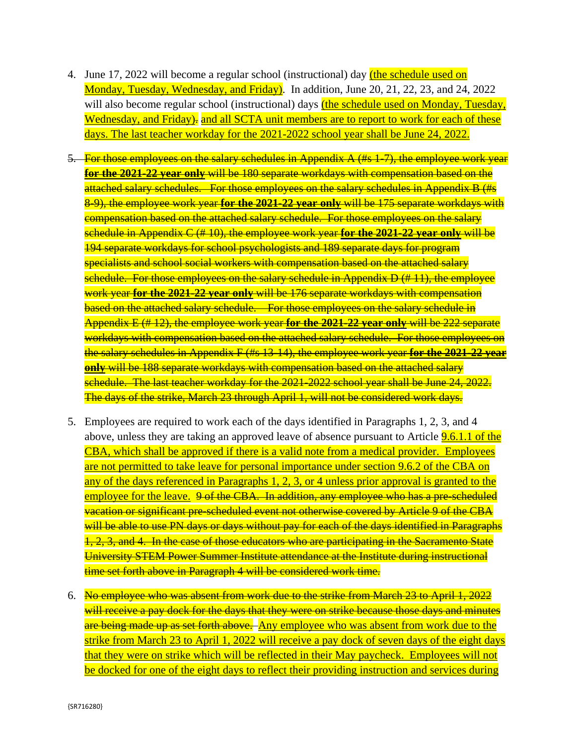4. June 17, 2022 will become a regular school (instructional) day (the schedule used on Monday, Tuesday, Wednesday, and Friday). In addition, June 20, 21, 22, 23, and 24, 2022 will also become regular school (instructional) days (the schedule used on Monday, Tuesday, Wednesday, and Friday)~~.~~ and all SCTA unit members are to report to work for each of these days. The last teacher workday for the 2021-2022 school year shall be June 24, 2022.

5. ~~For those employees on the salary schedules in Appendix A (#s 1-7), the employee work year **for the 2021-22 year only** will be 180 separate workdays with compensation based on the attached salary schedules. For those employees on the salary schedules in Appendix B (#s 8-9), the employee work year **for the 2021-22 year only** will be 175 separate workdays with compensation based on the attached salary schedule. For those employees on the salary schedule in Appendix C (# 10), the employee work year **for the 2021-22 year only** will be 194 separate workdays for school psychologists and 189 separate days for program specialists and school social workers with compensation based on the attached salary schedule. For those employees on the salary schedule in Appendix D (# 11), the employee work year **for the 2021-22 year only** will be 176 separate workdays with compensation based on the attached salary schedule. For those employees on the salary schedule in Appendix E (# 12), the employee work year **for the 2021-22 year only** will be 222 separate workdays with compensation based on the attached salary schedule. For those employees on the salary schedules in Appendix F (#s 13-14), the employee work year **for the 2021-22 year only** will be 188 separate workdays with compensation based on the attached salary schedule. The last teacher workday for the 2021-2022 school year shall be June 24, 2022. The days of the strike, March 23 through April 1, will not be considered work days.~~

5. Employees are required to work each of the days identified in Paragraphs 1, 2, 3, and 4 above, unless they are taking an approved leave of absence pursuant to Article 9.6.1.1 of the CBA, which shall be approved if there is a valid note from a medical provider. Employees are not permitted to take leave for personal importance under section 9.6.2 of the CBA on any of the days referenced in Paragraphs 1, 2, 3, or 4 unless prior approval is granted to the employee for the leave. ~~9 of the CBA. In addition, any employee who has a pre-scheduled vacation or significant pre-scheduled event not otherwise covered by Article 9 of the CBA will be able to use PN days or days without pay for each of the days identified in Paragraphs 1, 2, 3, and 4. In the case of those educators who are participating in the Sacramento State University STEM Power Summer Institute attendance at the Institute during instructional time set forth above in Paragraph 4 will be considered work time.~~

6. ~~No employee who was absent from work due to the strike from March 23 to April 1, 2022 will receive a pay dock for the days that they were on strike because those days and minutes are being made up as set forth above.~~ Any employee who was absent from work due to the strike from March 23 to April 1, 2022 will receive a pay dock of seven days of the eight days that they were on strike which will be reflected in their May paycheck. Employees will not be docked for one of the eight days to reflect their providing instruction and services during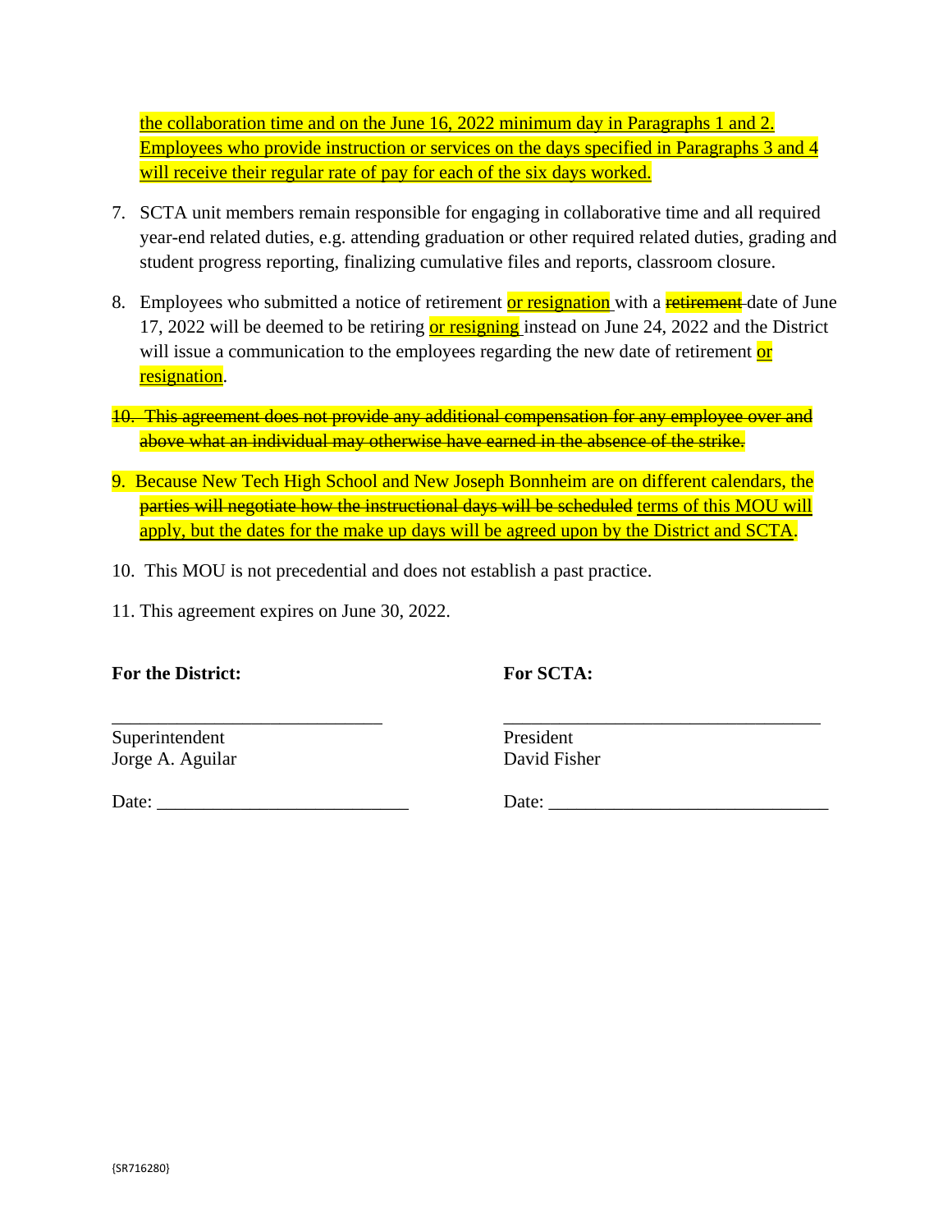the collaboration time and on the June 16, 2022 minimum day in Paragraphs 1 and 2. Employees who provide instruction or services on the days specified in Paragraphs 3 and 4 will receive their regular rate of pay for each of the six days worked.

7. SCTA unit members remain responsible for engaging in collaborative time and all required year-end related duties, e.g. attending graduation or other required related duties, grading and student progress reporting, finalizing cumulative files and reports, classroom closure.

8. Employees who submitted a notice of retirement or resignation with a ~~retirement~~ date of June 17, 2022 will be deemed to be retiring or resigning instead on June 24, 2022 and the District will issue a communication to the employees regarding the new date of retirement or resignation.

~~10. This agreement does not provide any additional compensation for any employee over and above what an individual may otherwise have earned in the absence of the strike.~~

9. Because New Tech High School and New Joseph Bonnheim are on different calendars, the ~~parties will negotiate how the instructional days will be scheduled~~ terms of this MOU will apply, but the dates for the make up days will be agreed upon by the District and SCTA.

10. This MOU is not precedential and does not establish a past practice.

11. This agreement expires on June 30, 2022.

**For the District:**

_____________________________

Superintendent
Jorge A. Aguilar

Date: ___________________________

**For SCTA:**

_________________________________

President
David Fisher

Date: ______________________________

{SR716280}